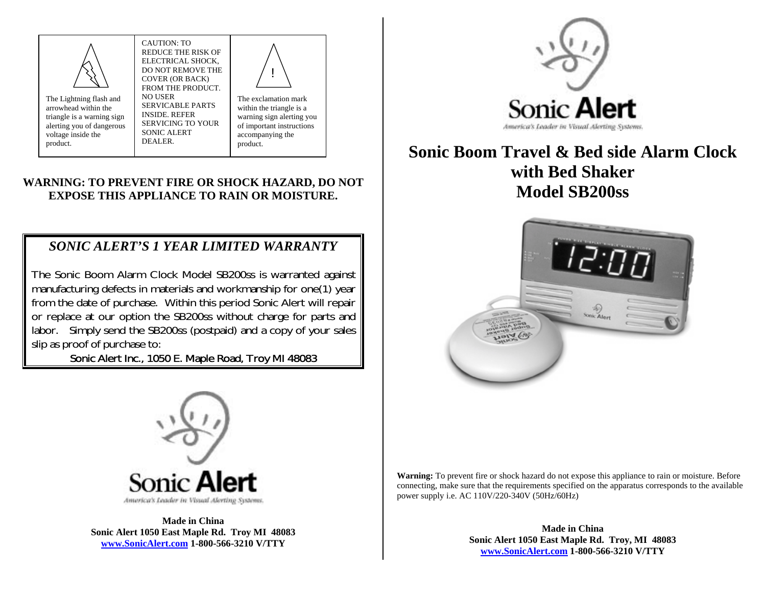| | | |
|---|---|---|
| The Lightning flash and arrowhead within the triangle is a warning sign alerting you of dangerous voltage inside the product. | CAUTION: TO REDUCE THE RISK OF ELECTRICAL SHOCK, DO NOT REMOVE THE COVER (OR BACK) FROM THE PRODUCT. NO USER SERVICABLE PARTS INSIDE. REFER SERVICING TO YOUR SONIC ALERT DEALER. | The exclamation mark within the triangle is a warning sign alerting you of important instructions accompanying the product. |

**WARNING: TO PREVENT FIRE OR SHOCK HAZARD, DO NOT EXPOSE THIS APPLIANCE TO RAIN OR MOISTURE.**

## *SONIC ALERT'S 1 YEAR LIMITED WARRANTY*

The Sonic Boom Alarm Clock Model SB200ss is warranted against manufacturing defects in materials and workmanship for one(1) year from the date of purchase. Within this period Sonic Alert will repair or replace at our option the SB200ss without charge for parts and labor. Simply send the SB200ss (postpaid) and a copy of your sales slip as proof of purchase to:

Sonic Alert Inc., 1050 E. Maple Road, Troy MI 48083

Sonic Alert

America's Leader in Visual Alerting Systems.

**Made in China**
**Sonic Alert 1050 East Maple Rd. Troy MI 48083**
**www.SonicAlert.com 1-800-566-3210 V/TTY**

Sonic Alert

America's Leader in Visual Alerting Systems.

# Sonic Boom Travel & Bed side Alarm Clock with Bed Shaker Model SB200ss

**Warning:** To prevent fire or shock hazard do not expose this appliance to rain or moisture. Before connecting, make sure that the requirements specified on the apparatus corresponds to the available power supply i.e. AC 110V/220-340V (50Hz/60Hz)

**Made in China**
**Sonic Alert 1050 East Maple Rd. Troy, MI 48083**
**www.SonicAlert.com 1-800-566-3210 V/TTY**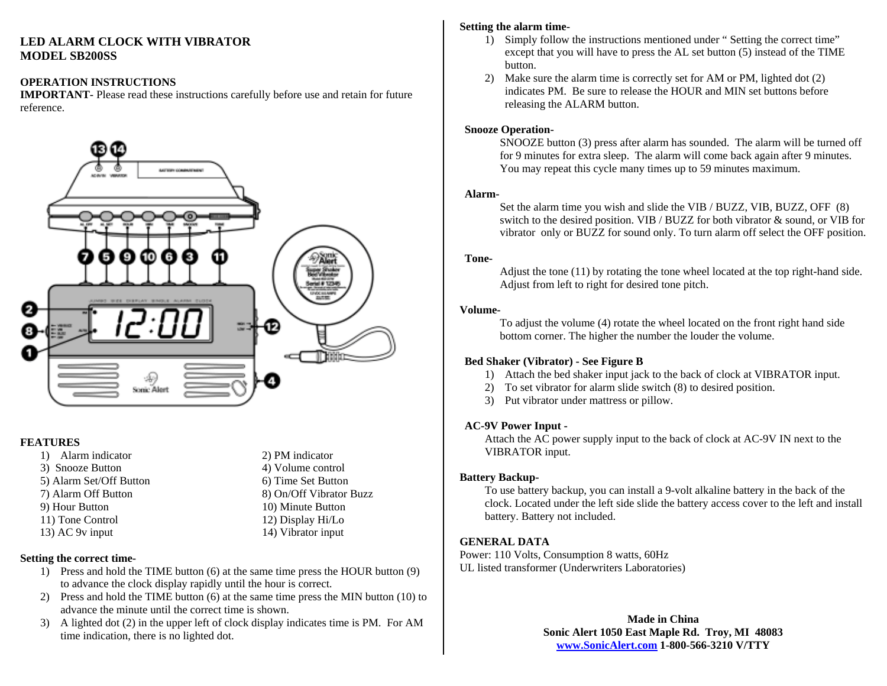# LED ALARM CLOCK WITH VIBRATOR
# MODEL SB200SS

## OPERATION INSTRUCTIONS

**IMPORTANT-** Please read these instructions carefully before use and retain for future reference.

13
14
AC-9V IN
VIBRATOR
BATTERY COMPARTMENT
AL OFF
AL SET
HOUR
MIN
TIME
SNOOZE
TONE
7 5 9 10 6 3 11
JUMBO SIZE DISPLAY SINGLE ALARM CLOCK
2
8
1
12:00
HIGH
LOW
12
4
Sonic Alert
Sonic Alert
Super Shaker Bed Vibrator
Serial # 12345

## FEATURES

| | |
|---|---|
| 1) Alarm indicator | 2) PM indicator |
| 3) Snooze Button | 4) Volume control |
| 5) Alarm Set/Off Button | 6) Time Set Button |
| 7) Alarm Off Button | 8) On/Off Vibrator Buzz |
| 9) Hour Button | 10) Minute Button |
| 11) Tone Control | 12) Display Hi/Lo |
| 13) AC 9v input | 14) Vibrator input |

## Setting the correct time-

1) Press and hold the TIME button (6) at the same time press the HOUR button (9) to advance the clock display rapidly until the hour is correct.
2) Press and hold the TIME button (6) at the same time press the MIN button (10) to advance the minute until the correct time is shown.
3) A lighted dot (2) in the upper left of clock display indicates time is PM. For AM time indication, there is no lighted dot.

## Setting the alarm time-

1) Simply follow the instructions mentioned under " Setting the correct time" except that you will have to press the AL set button (5) instead of the TIME button.
2) Make sure the alarm time is correctly set for AM or PM, lighted dot (2) indicates PM. Be sure to release the HOUR and MIN set buttons before releasing the ALARM button.

## Snooze Operation-

SNOOZE button (3) press after alarm has sounded. The alarm will be turned off for 9 minutes for extra sleep. The alarm will come back again after 9 minutes. You may repeat this cycle many times up to 59 minutes maximum.

## Alarm-

Set the alarm time you wish and slide the VIB / BUZZ, VIB, BUZZ, OFF (8) switch to the desired position. VIB / BUZZ for both vibrator & sound, or VIB for vibrator only or BUZZ for sound only. To turn alarm off select the OFF position.

## Tone-

Adjust the tone (11) by rotating the tone wheel located at the top right-hand side. Adjust from left to right for desired tone pitch.

## Volume-

To adjust the volume (4) rotate the wheel located on the front right hand side bottom corner. The higher the number the louder the volume.

## Bed Shaker (Vibrator) - See Figure B

1) Attach the bed shaker input jack to the back of clock at VIBRATOR input.
2) To set vibrator for alarm slide switch (8) to desired position.
3) Put vibrator under mattress or pillow.

## AC-9V Power Input -

Attach the AC power supply input to the back of clock at AC-9V IN next to the VIBRATOR input.

## Battery Backup-

To use battery backup, you can install a 9-volt alkaline battery in the back of the clock. Located under the left side slide the battery access cover to the left and install battery. Battery not included.

## GENERAL DATA

Power: 110 Volts, Consumption 8 watts, 60Hz
UL listed transformer (Underwriters Laboratories)

**Made in China**
**Sonic Alert 1050 East Maple Rd. Troy, MI 48083**
**www.SonicAlert.com 1-800-566-3210 V/TTY**